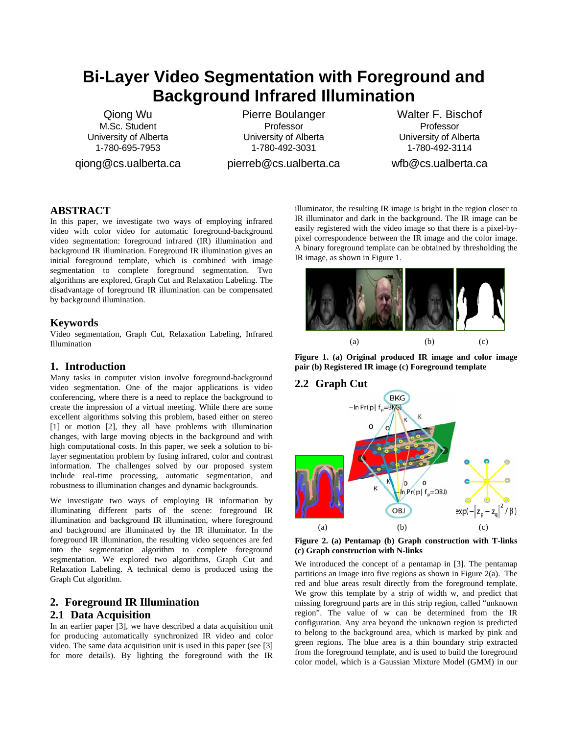# Bi-Layer Video Segmentation with Foreground and Background Infrared Illumination

Qiong Wu
M.Sc. Student
University of Alberta
1-780-695-7953
qiong@cs.ualberta.ca

Pierre Boulanger
Professor
University of Alberta
1-780-492-3031
pierreb@cs.ualberta.ca

Walter F. Bischof
Professor
University of Alberta
1-780-492-3114
wfb@cs.ualberta.ca

## ABSTRACT

In this paper, we investigate two ways of employing infrared video with color video for automatic foreground-background video segmentation: foreground infrared (IR) illumination and background IR illumination. Foreground IR illumination gives an initial foreground template, which is combined with image segmentation to complete foreground segmentation. Two algorithms are explored, Graph Cut and Relaxation Labeling. The disadvantage of foreground IR illumination can be compensated by background illumination.

## Keywords

Video segmentation, Graph Cut, Relaxation Labeling, Infrared Illumination

## 1. Introduction

Many tasks in computer vision involve foreground-background video segmentation. One of the major applications is video conferencing, where there is a need to replace the background to create the impression of a virtual meeting. While there are some excellent algorithms solving this problem, based either on stereo [1] or motion [2], they all have problems with illumination changes, with large moving objects in the background and with high computational costs. In this paper, we seek a solution to bi-layer segmentation problem by fusing infrared, color and contrast information. The challenges solved by our proposed system include real-time processing, automatic segmentation, and robustness to illumination changes and dynamic backgrounds.

We investigate two ways of employing IR information by illuminating different parts of the scene: foreground IR illumination and background IR illumination, where foreground and background are illuminated by the IR illuminator. In the foreground IR illumination, the resulting video sequences are fed into the segmentation algorithm to complete foreground segmentation. We explored two algorithms, Graph Cut and Relaxation Labeling. A technical demo is produced using the Graph Cut algorithm.

## 2. Foreground IR Illumination

### 2.1 Data Acquisition

In an earlier paper [3], we have described a data acquisition unit for producing automatically synchronized IR video and color video. The same data acquisition unit is used in this paper (see [3] for more details). By lighting the foreground with the IR illuminator, the resulting IR image is bright in the region closer to IR illuminator and dark in the background. The IR image can be easily registered with the video image so that there is a pixel-by-pixel correspondence between the IR image and the color image. A binary foreground template can be obtained by thresholding the IR image, as shown in Figure 1.

**Figure 1. (a) Original produced IR image and color image pair (b) Registered IR image (c) Foreground template**

### 2.2 Graph Cut

**Figure 2. (a) Pentamap (b) Graph construction with T-links (c) Graph construction with N-links**

We introduced the concept of a pentamap in [3]. The pentamap partitions an image into five regions as shown in Figure 2(a). The red and blue areas result directly from the foreground template. We grow this template by a strip of width w, and predict that missing foreground parts are in this strip region, called "unknown region". The value of w can be determined from the IR configuration. Any area beyond the unknown region is predicted to belong to the background area, which is marked by pink and green regions. The blue area is a thin boundary strip extracted from the foreground template, and is used to build the foreground color model, which is a Gaussian Mixture Model (GMM) in our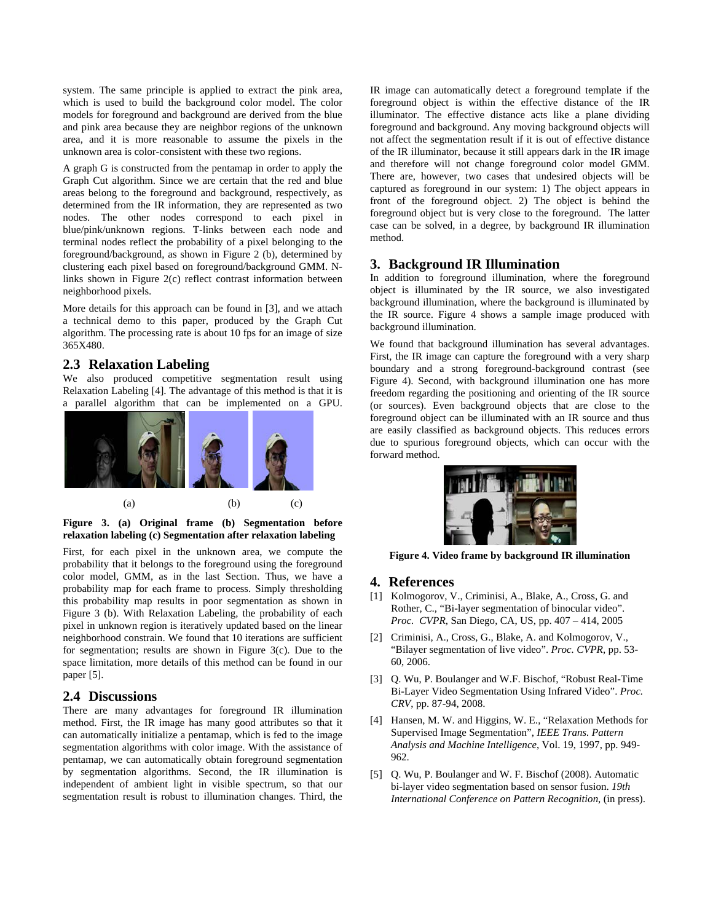system. The same principle is applied to extract the pink area, which is used to build the background color model. The color models for foreground and background are derived from the blue and pink area because they are neighbor regions of the unknown area, and it is more reasonable to assume the pixels in the unknown area is color-consistent with these two regions.

A graph G is constructed from the pentamap in order to apply the Graph Cut algorithm. Since we are certain that the red and blue areas belong to the foreground and background, respectively, as determined from the IR information, they are represented as two nodes. The other nodes correspond to each pixel in blue/pink/unknown regions. T-links between each node and terminal nodes reflect the probability of a pixel belonging to the foreground/background, as shown in Figure 2 (b), determined by clustering each pixel based on foreground/background GMM. N-links shown in Figure 2(c) reflect contrast information between neighborhood pixels.

More details for this approach can be found in [3], and we attach a technical demo to this paper, produced by the Graph Cut algorithm. The processing rate is about 10 fps for an image of size 365X480.

## 2.3 Relaxation Labeling

We also produced competitive segmentation result using Relaxation Labeling [4]. The advantage of this method is that it is a parallel algorithm that can be implemented on a GPU.

(a) (b) (c)

**Figure 3. (a) Original frame (b) Segmentation before relaxation labeling (c) Segmentation after relaxation labeling**

First, for each pixel in the unknown area, we compute the probability that it belongs to the foreground using the foreground color model, GMM, as in the last Section. Thus, we have a probability map for each frame to process. Simply thresholding this probability map results in poor segmentation as shown in Figure 3 (b). With Relaxation Labeling, the probability of each pixel in unknown region is iteratively updated based on the linear neighborhood constrain. We found that 10 iterations are sufficient for segmentation; results are shown in Figure 3(c). Due to the space limitation, more details of this method can be found in our paper [5].

## 2.4 Discussions

There are many advantages for foreground IR illumination method. First, the IR image has many good attributes so that it can automatically initialize a pentamap, which is fed to the image segmentation algorithms with color image. With the assistance of pentamap, we can automatically obtain foreground segmentation by segmentation algorithms. Second, the IR illumination is independent of ambient light in visible spectrum, so that our segmentation result is robust to illumination changes. Third, the IR image can automatically detect a foreground template if the foreground object is within the effective distance of the IR illuminator. The effective distance acts like a plane dividing foreground and background. Any moving background objects will not affect the segmentation result if it is out of effective distance of the IR illuminator, because it still appears dark in the IR image and therefore will not change foreground color model GMM. There are, however, two cases that undesired objects will be captured as foreground in our system: 1) The object appears in front of the foreground object. 2) The object is behind the foreground object but is very close to the foreground. The latter case can be solved, in a degree, by background IR illumination method.

# 3. Background IR Illumination

In addition to foreground illumination, where the foreground object is illuminated by the IR source, we also investigated background illumination, where the background is illuminated by the IR source. Figure 4 shows a sample image produced with background illumination.

We found that background illumination has several advantages. First, the IR image can capture the foreground with a very sharp boundary and a strong foreground-background contrast (see Figure 4). Second, with background illumination one has more freedom regarding the positioning and orienting of the IR source (or sources). Even background objects that are close to the foreground object can be illuminated with an IR source and thus are easily classified as background objects. This reduces errors due to spurious foreground objects, which can occur with the forward method.

**Figure 4. Video frame by background IR illumination**

# 4. References

[1] Kolmogorov, V., Criminisi, A., Blake, A., Cross, G. and Rother, C., "Bi-layer segmentation of binocular video". *Proc. CVPR*, San Diego, CA, US, pp. 407 – 414, 2005

[2] Criminisi, A., Cross, G., Blake, A. and Kolmogorov, V., "Bilayer segmentation of live video". *Proc. CVPR*, pp. 53-60, 2006.

[3] Q. Wu, P. Boulanger and W.F. Bischof, "Robust Real-Time Bi-Layer Video Segmentation Using Infrared Video". *Proc. CRV*, pp. 87-94, 2008.

[4] Hansen, M. W. and Higgins, W. E., "Relaxation Methods for Supervised Image Segmentation", *IEEE Trans. Pattern Analysis and Machine Intelligence*, Vol. 19, 1997, pp. 949-962.

[5] Q. Wu, P. Boulanger and W. F. Bischof (2008). Automatic bi-layer video segmentation based on sensor fusion. *19th International Conference on Pattern Recognition*, (in press).